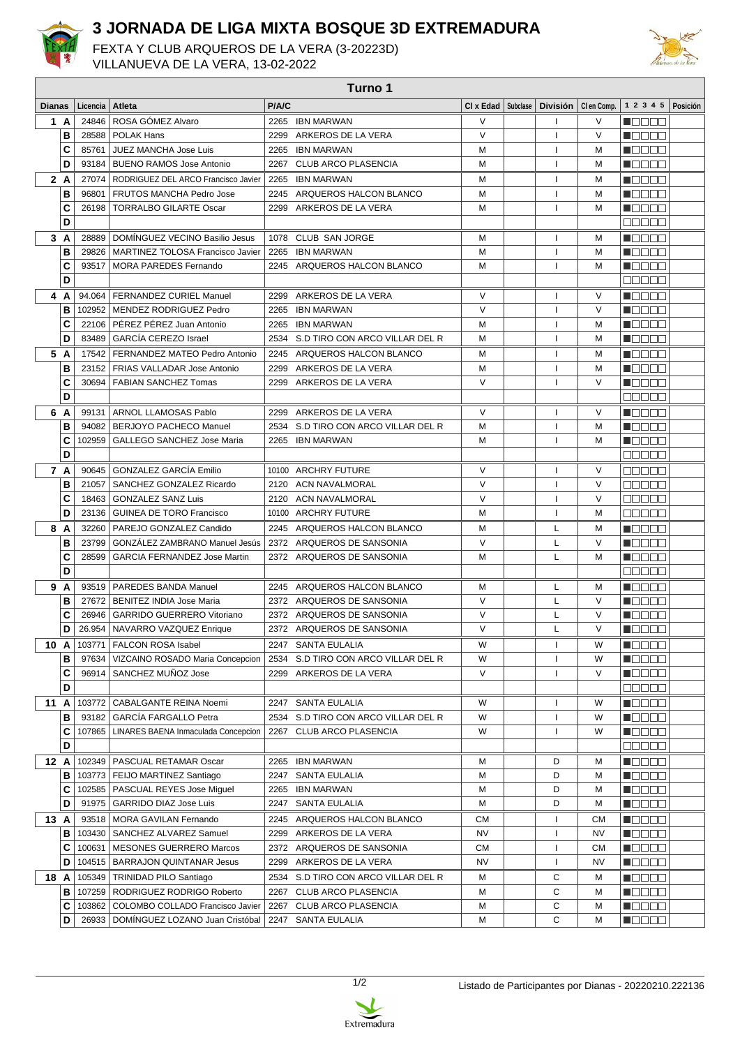# 3 JORNADA DE LIGA MIXTA BOSQUE 3D EXTREMADURA

FEXTA Y CLUB ARQUEROS DE LA VERA (3-20223D)
VILLANUEVA DE LA VERA, 13-02-2022

## Turno 1

| Dianas | | Licencia | Atleta | P/A/C | Cl x Edad | Subclase | División | Cl en Comp. | 1 2 3 4 5 | Posición |
|---|---|---|---|---|---|---|---|---|---|---|
| 1 | A | 24846 | ROSA GÓMEZ Alvaro | 2265 IBN MARWAN | V | | I | V | ■□□□□ | |
| | B | 28588 | POLAK Hans | 2299 ARKEROS DE LA VERA | V | | I | V | ■□□□□ | |
| | C | 85761 | JUEZ MANCHA Jose Luis | 2265 IBN MARWAN | M | | I | M | ■□□□□ | |
| | D | 93184 | BUENO RAMOS Jose Antonio | 2267 CLUB ARCO PLASENCIA | M | | I | M | ■□□□□ | |
| 2 | A | 27074 | RODRIGUEZ DEL ARCO Francisco Javier | 2265 IBN MARWAN | M | | I | M | ■□□□□ | |
| | B | 96801 | FRUTOS MANCHA Pedro Jose | 2245 ARQUEROS HALCON BLANCO | M | | I | M | ■□□□□ | |
| | C | 26198 | TORRALBO GILARTE Oscar | 2299 ARKEROS DE LA VERA | M | | I | M | ■□□□□ | |
| | D | | | | | | | | □□□□□ | |
| 3 | A | 28889 | DOMÍNGUEZ VECINO Basilio Jesus | 1078 CLUB SAN JORGE | M | | I | M | ■□□□□ | |
| | B | 29826 | MARTINEZ TOLOSA Francisco Javier | 2265 IBN MARWAN | M | | I | M | ■□□□□ | |
| | C | 93517 | MORA PAREDES Fernando | 2245 ARQUEROS HALCON BLANCO | M | | I | M | ■□□□□ | |
| | D | | | | | | | | □□□□□ | |
| 4 | A | 94.064 | FERNANDEZ CURIEL Manuel | 2299 ARKEROS DE LA VERA | V | | I | V | ■□□□□ | |
| | B | 102952 | MENDEZ RODRIGUEZ Pedro | 2265 IBN MARWAN | V | | I | V | ■□□□□ | |
| | C | 22106 | PÉREZ PÉREZ Juan Antonio | 2265 IBN MARWAN | M | | I | M | ■□□□□ | |
| | D | 83489 | GARCÍA CEREZO Israel | 2534 S.D TIRO CON ARCO VILLAR DEL R | M | | I | M | ■□□□□ | |
| 5 | A | 17542 | FERNANDEZ MATEO Pedro Antonio | 2245 ARQUEROS HALCON BLANCO | M | | I | M | ■□□□□ | |
| | B | 23152 | FRIAS VALLADAR Jose Antonio | 2299 ARKEROS DE LA VERA | M | | I | M | ■□□□□ | |
| | C | 30694 | FABIAN SANCHEZ Tomas | 2299 ARKEROS DE LA VERA | V | | I | V | ■□□□□ | |
| | D | | | | | | | | □□□□□ | |
| 6 | A | 99131 | ARNOL LLAMOSAS Pablo | 2299 ARKEROS DE LA VERA | V | | I | V | ■□□□□ | |
| | B | 94082 | BERJOYO PACHECO Manuel | 2534 S.D TIRO CON ARCO VILLAR DEL R | M | | I | M | ■□□□□ | |
| | C | 102959 | GALLEGO SANCHEZ Jose Maria | 2265 IBN MARWAN | M | | I | M | ■□□□□ | |
| | D | | | | | | | | □□□□□ | |
| 7 | A | 90645 | GONZALEZ GARCÍA Emilio | 10100 ARCHRY FUTURE | V | | I | V | □□□□□ | |
| | B | 21057 | SANCHEZ GONZALEZ Ricardo | 2120 ACN NAVALMORAL | V | | I | V | □□□□□ | |
| | C | 18463 | GONZALEZ SANZ Luis | 2120 ACN NAVALMORAL | V | | I | V | □□□□□ | |
| | D | 23136 | GUINEA DE TORO Francisco | 10100 ARCHRY FUTURE | M | | I | M | □□□□□ | |
| 8 | A | 32260 | PAREJO GONZALEZ Candido | 2245 ARQUEROS HALCON BLANCO | M | | L | M | ■□□□□ | |
| | B | 23799 | GONZÁLEZ ZAMBRANO Manuel Jesús | 2372 ARQUEROS DE SANSONIA | V | | L | V | ■□□□□ | |
| | C | 28599 | GARCIA FERNANDEZ Jose Martin | 2372 ARQUEROS DE SANSONIA | M | | L | M | ■□□□□ | |
| | D | | | | | | | | □□□□□ | |
| 9 | A | 93519 | PAREDES BANDA Manuel | 2245 ARQUEROS HALCON BLANCO | M | | L | M | ■□□□□ | |
| | B | 27672 | BENITEZ INDIA Jose Maria | 2372 ARQUEROS DE SANSONIA | V | | L | V | ■□□□□ | |
| | C | 26946 | GARRIDO GUERRERO Vitoriano | 2372 ARQUEROS DE SANSONIA | V | | L | V | ■□□□□ | |
| | D | 26.954 | NAVARRO VAZQUEZ Enrique | 2372 ARQUEROS DE SANSONIA | V | | L | V | ■□□□□ | |
| 10 | A | 103771 | FALCON ROSA Isabel | 2247 SANTA EULALIA | W | | I | W | ■□□□□ | |
| | B | 97634 | VIZCAINO ROSADO Maria Concepcion | 2534 S.D TIRO CON ARCO VILLAR DEL R | W | | I | W | ■□□□□ | |
| | C | 96914 | SANCHEZ MUÑOZ Jose | 2299 ARKEROS DE LA VERA | V | | I | V | ■□□□□ | |
| | D | | | | | | | | □□□□□ | |
| 11 | A | 103772 | CABALGANTE REINA Noemi | 2247 SANTA EULALIA | W | | I | W | ■□□□□ | |
| | B | 93182 | GARCÍA FARGALLO Petra | 2534 S.D TIRO CON ARCO VILLAR DEL R | W | | I | W | ■□□□□ | |
| | C | 107865 | LINARES BAENA Inmaculada Concepcion | 2267 CLUB ARCO PLASENCIA | W | | I | W | ■□□□□ | |
| | D | | | | | | | | □□□□□ | |
| 12 | A | 102349 | PASCUAL RETAMAR Oscar | 2265 IBN MARWAN | M | | D | M | ■□□□□ | |
| | B | 103773 | FEIJO MARTINEZ Santiago | 2247 SANTA EULALIA | M | | D | M | ■□□□□ | |
| | C | 102585 | PASCUAL REYES Jose Miguel | 2265 IBN MARWAN | M | | D | M | ■□□□□ | |
| | D | 91975 | GARRIDO DIAZ Jose Luis | 2247 SANTA EULALIA | M | | D | M | ■□□□□ | |
| 13 | A | 93518 | MORA GAVILAN Fernando | 2245 ARQUEROS HALCON BLANCO | CM | | I | CM | ■□□□□ | |
| | B | 103430 | SANCHEZ ALVAREZ Samuel | 2299 ARKEROS DE LA VERA | NV | | I | NV | ■□□□□ | |
| | C | 100631 | MESONES GUERRERO Marcos | 2372 ARQUEROS DE SANSONIA | CM | | I | CM | ■□□□□ | |
| | D | 104515 | BARRAJON QUINTANAR Jesus | 2299 ARKEROS DE LA VERA | NV | | I | NV | ■□□□□ | |
| 18 | A | 105349 | TRINIDAD PILO Santiago | 2534 S.D TIRO CON ARCO VILLAR DEL R | M | | C | M | ■□□□□ | |
| | B | 107259 | RODRIGUEZ RODRIGO Roberto | 2267 CLUB ARCO PLASENCIA | M | | C | M | ■□□□□ | |
| | C | 103862 | COLOMBO COLLADO Francisco Javier | 2267 CLUB ARCO PLASENCIA | M | | C | M | ■□□□□ | |
| | D | 26933 | DOMÍNGUEZ LOZANO Juan Cristóbal | 2247 SANTA EULALIA | M | | C | M | ■□□□□ | |

Listado de Participantes por Dianas - 20220210.222136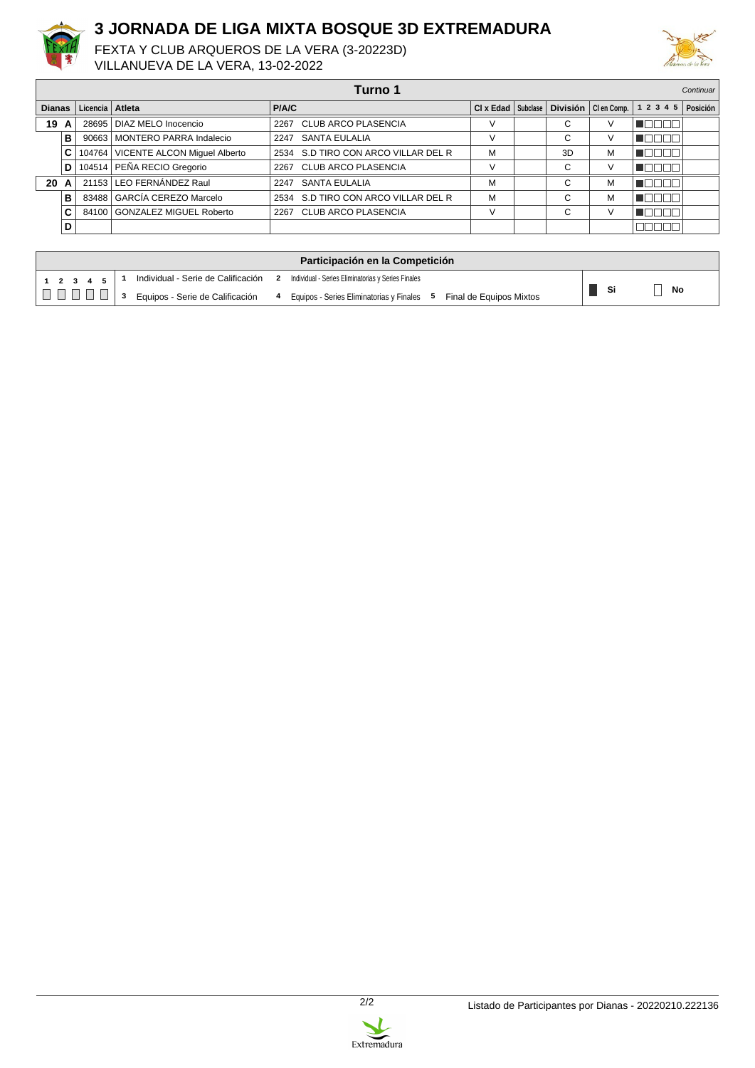# 3 JORNADA DE LIGA MIXTA BOSQUE 3D EXTREMADURA

FEXTA Y CLUB ARQUEROS DE LA VERA (3-20223D)
VILLANUEVA DE LA VERA, 13-02-2022

**Turno 1** *Continuar*

| Dianas | | Licencia | Atleta | P/A/C | Cl x Edad | Subclase | División | Cl en Comp. | 1 2 3 4 5 | Posición |
|---|---|---|---|---|---|---|---|---|---|---|
| 19 | A | 28695 | DIAZ MELO Inocencio | 2267 CLUB ARCO PLASENCIA | V | | C | V | ■□□□□ | |
| | B | 90663 | MONTERO PARRA Indalecio | 2247 SANTA EULALIA | V | | C | V | ■□□□□ | |
| | C | 104764 | VICENTE ALCON Miguel Alberto | 2534 S.D TIRO CON ARCO VILLAR DEL R | M | | 3D | M | ■□□□□ | |
| | D | 104514 | PEÑA RECIO Gregorio | 2267 CLUB ARCO PLASENCIA | V | | C | V | ■□□□□ | |
| 20 | A | 21153 | LEO FERNÁNDEZ Raul | 2247 SANTA EULALIA | M | | C | M | ■□□□□ | |
| | B | 83488 | GARCÍA CEREZO Marcelo | 2534 S.D TIRO CON ARCO VILLAR DEL R | M | | C | M | ■□□□□ | |
| | C | 84100 | GONZALEZ MIGUEL Roberto | 2267 CLUB ARCO PLASENCIA | V | | C | V | ■□□□□ | |
| | D | | | | | | | | □□□□□ | |

**Participación en la Competición**

| 1 2 3 4 5 | | | |
|---|---|---|---|
| □□□□□ | 1 Individual - Serie de Calificación · 2 Individual - Series Eliminatorias y Series Finales | ■ Si | □ No |
| | 3 Equipos - Serie de Calificación · 4 Equipos - Series Eliminatorias y Finales · 5 Final de Equipos Mixtos | | |

Listado de Participantes por Dianas - 20220210.222136